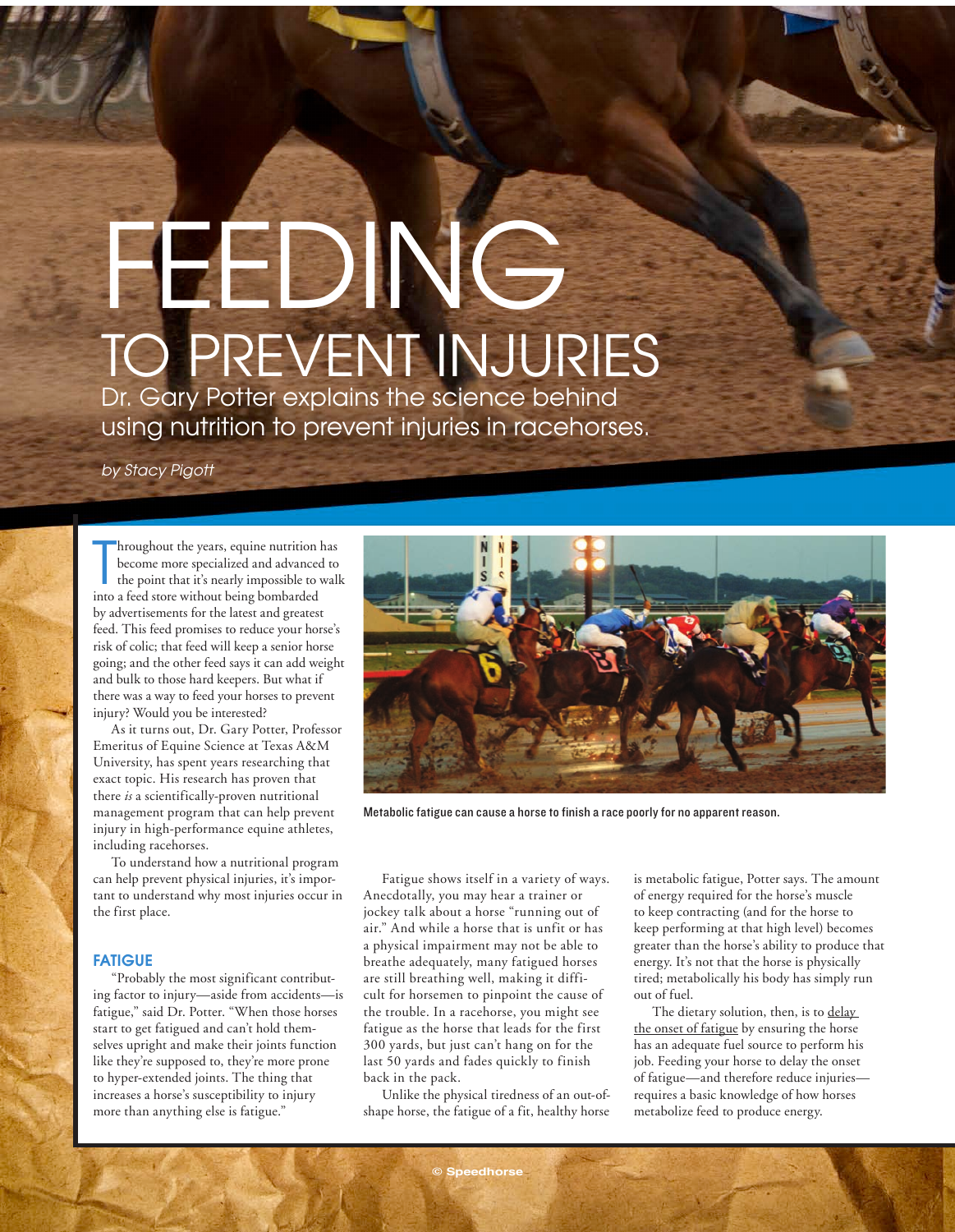# FEEDING TO PREVENT INJURIES

Dr. Gary Potter explains the science behind using nutrition to prevent injuries in racehorses.

*by Stacy Pigott*

Throughout the years, equine nutrition has become more specialized and advanced to the point that it's nearly impossible to walk into a feed store without being bombarded by advertisements for the latest and greatest feed. This feed promises to reduce your horse's risk of colic; that feed will keep a senior horse going; and the other feed says it can add weight and bulk to those hard keepers. But what if there was a way to feed your horses to prevent injury? Would you be interested?

As it turns out, Dr. Gary Potter, Professor Emeritus of Equine Science at Texas A&M University, has spent years researching that exact topic. His research has proven that there *is* a scientifically-proven nutritional management program that can help prevent injury in high-performance equine athletes, including racehorses.

To understand how a nutritional program can help prevent physical injuries, it's important to understand why most injuries occur in the first place.

Metabolic fatigue can cause a horse to finish a race poorly for no apparent reason.

## FATIGUE

"Probably the most significant contributing factor to injury—aside from accidents—is fatigue," said Dr. Potter. "When those horses start to get fatigued and can't hold themselves upright and make their joints function like they're supposed to, they're more prone to hyper-extended joints. The thing that increases a horse's susceptibility to injury more than anything else is fatigue."

Fatigue shows itself in a variety of ways. Anecdotally, you may hear a trainer or jockey talk about a horse "running out of air." And while a horse that is unfit or has a physical impairment may not be able to breathe adequately, many fatigued horses are still breathing well, making it difficult for horsemen to pinpoint the cause of the trouble. In a racehorse, you might see fatigue as the horse that leads for the first 300 yards, but just can't hang on for the last 50 yards and fades quickly to finish back in the pack.

Unlike the physical tiredness of an out-of-shape horse, the fatigue of a fit, healthy horse is metabolic fatigue, Potter says. The amount of energy required for the horse's muscle to keep contracting (and for the horse to keep performing at that high level) becomes greater than the horse's ability to produce that energy. It's not that the horse is physically tired; metabolically his body has simply run out of fuel.

The dietary solution, then, is to delay the onset of fatigue by ensuring the horse has an adequate fuel source to perform his job. Feeding your horse to delay the onset of fatigue—and therefore reduce injuries—requires a basic knowledge of how horses metabolize feed to produce energy.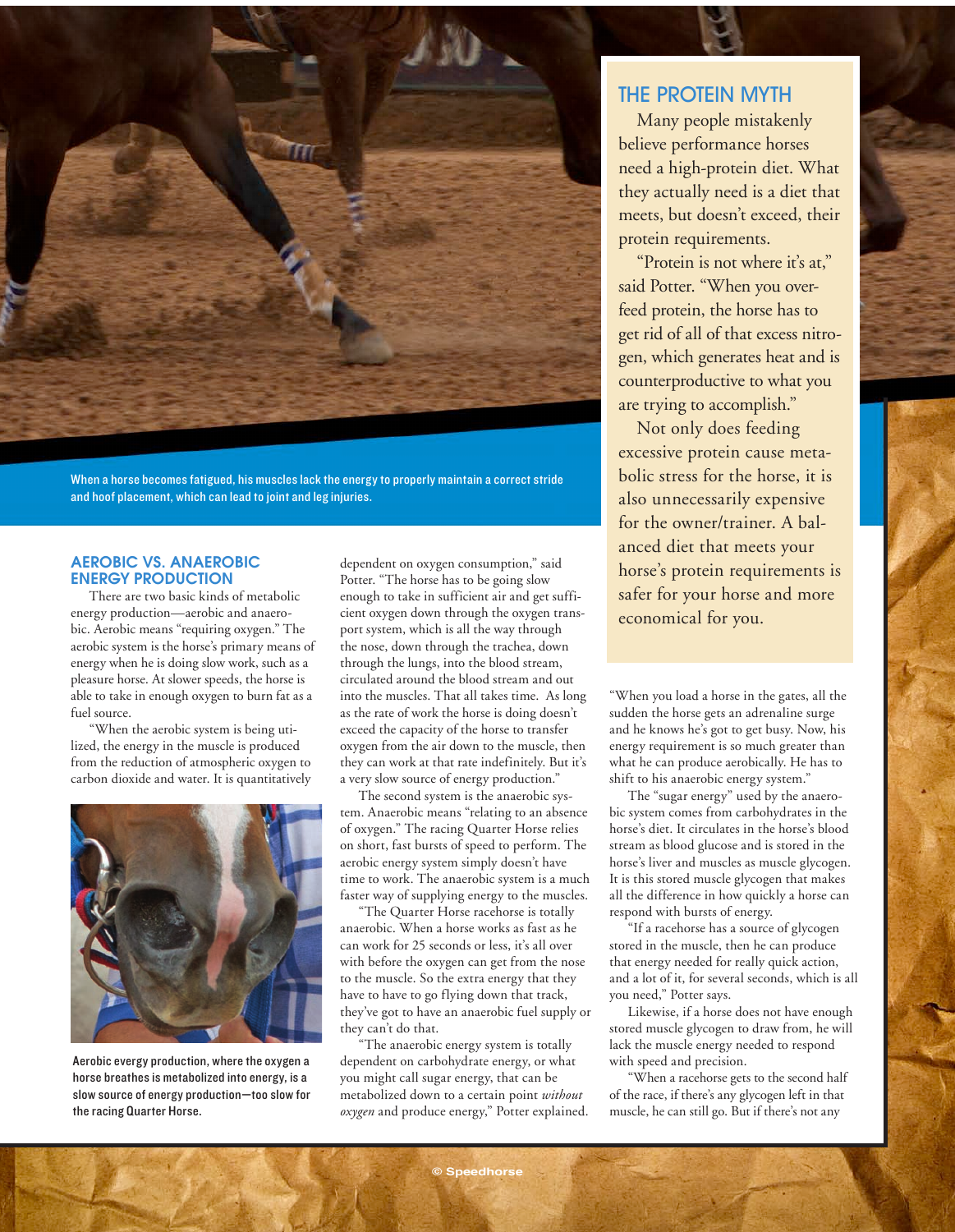When a horse becomes fatigued, his muscles lack the energy to properly maintain a correct stride and hoof placement, which can lead to joint and leg injuries.

## THE PROTEIN MYTH

Many people mistakenly believe performance horses need a high-protein diet. What they actually need is a diet that meets, but doesn't exceed, their protein requirements.

"Protein is not where it's at," said Potter. "When you overfeed protein, the horse has to get rid of all of that excess nitrogen, which generates heat and is counterproductive to what you are trying to accomplish."

Not only does feeding excessive protein cause metabolic stress for the horse, it is also unnecessarily expensive for the owner/trainer. A balanced diet that meets your horse's protein requirements is safer for your horse and more economical for you.

## AEROBIC VS. ANAEROBIC ENERGY PRODUCTION

There are two basic kinds of metabolic energy production—aerobic and anaerobic. Aerobic means "requiring oxygen." The aerobic system is the horse's primary means of energy when he is doing slow work, such as a pleasure horse. At slower speeds, the horse is able to take in enough oxygen to burn fat as a fuel source.

"When the aerobic system is being utilized, the energy in the muscle is produced from the reduction of atmospheric oxygen to carbon dioxide and water. It is quantitatively dependent on oxygen consumption," said Potter. "The horse has to be going slow enough to take in sufficient air and get sufficient oxygen down through the oxygen transport system, which is all the way through the nose, down through the trachea, down through the lungs, into the blood stream, circulated around the blood stream and out into the muscles. That all takes time. As long as the rate of work the horse is doing doesn't exceed the capacity of the horse to transfer oxygen from the air down to the muscle, then they can work at that rate indefinitely. But it's a very slow source of energy production."

Aerobic evergy production, where the oxygen a horse breathes is metabolized into energy, is a slow source of energy production—too slow for the racing Quarter Horse.

The second system is the anaerobic system. Anaerobic means "relating to an absence of oxygen." The racing Quarter Horse relies on short, fast bursts of speed to perform. The aerobic energy system simply doesn't have time to work. The anaerobic system is a much faster way of supplying energy to the muscles.

"The Quarter Horse racehorse is totally anaerobic. When a horse works as fast as he can work for 25 seconds or less, it's all over with before the oxygen can get from the nose to the muscle. So the extra energy that they have to have to go flying down that track, they've got to have an anaerobic fuel supply or they can't do that.

"The anaerobic energy system is totally dependent on carbohydrate energy, or what you might call sugar energy, that can be metabolized down to a certain point *without oxygen* and produce energy," Potter explained. "When you load a horse in the gates, all the sudden the horse gets an adrenaline surge and he knows he's got to get busy. Now, his energy requirement is so much greater than what he can produce aerobically. He has to shift to his anaerobic energy system."

The "sugar energy" used by the anaerobic system comes from carbohydrates in the horse's diet. It circulates in the horse's blood stream as blood glucose and is stored in the horse's liver and muscles as muscle glycogen. It is this stored muscle glycogen that makes all the difference in how quickly a horse can respond with bursts of energy.

"If a racehorse has a source of glycogen stored in the muscle, then he can produce that energy needed for really quick action, and a lot of it, for several seconds, which is all you need," Potter says.

Likewise, if a horse does not have enough stored muscle glycogen to draw from, he will lack the muscle energy needed to respond with speed and precision.

"When a racehorse gets to the second half of the race, if there's any glycogen left in that muscle, he can still go. But if there's not any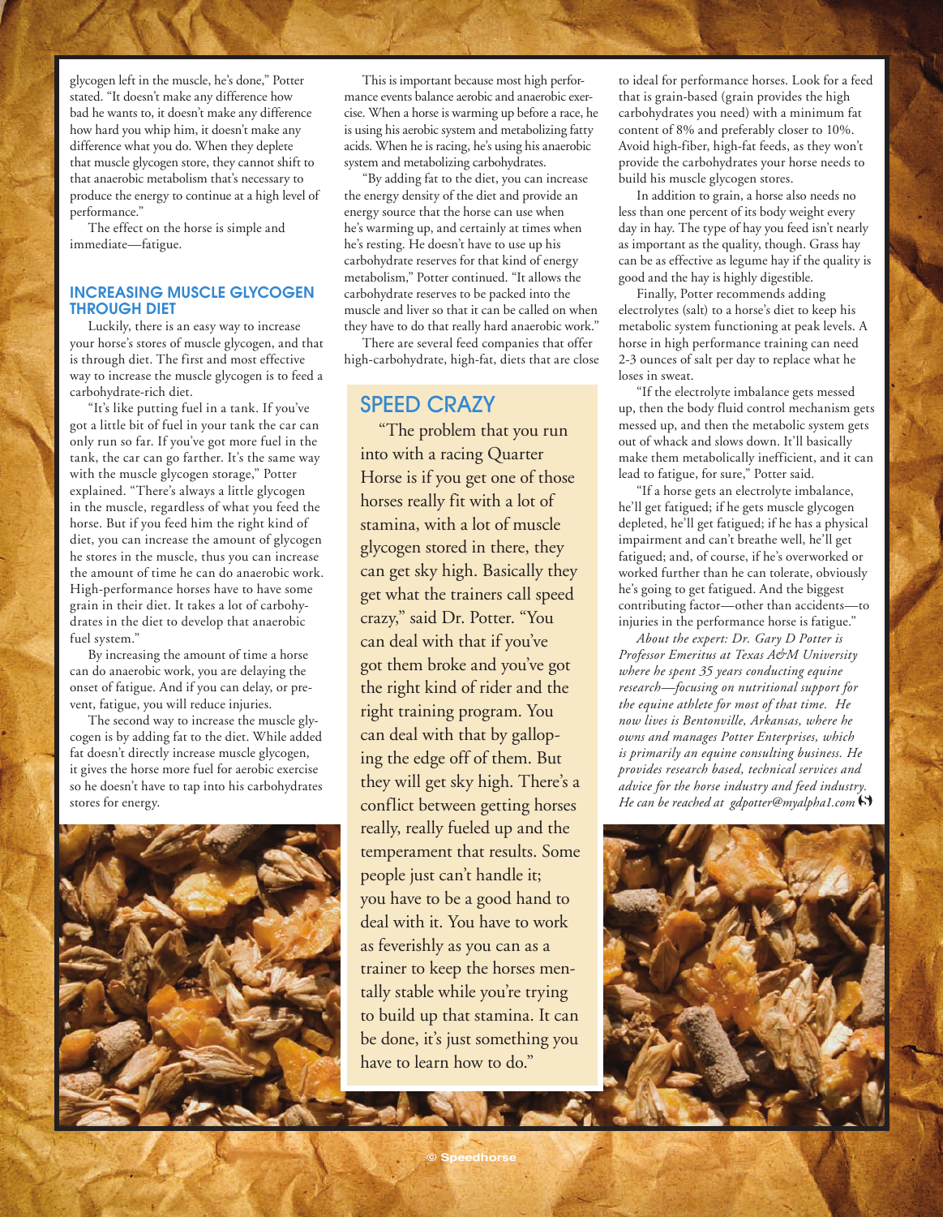glycogen left in the muscle, he's done," Potter stated. "It doesn't make any difference how bad he wants to, it doesn't make any difference how hard you whip him, it doesn't make any difference what you do. When they deplete that muscle glycogen store, they cannot shift to that anaerobic metabolism that's necessary to produce the energy to continue at a high level of performance."

The effect on the horse is simple and immediate—fatigue.

## INCREASING MUSCLE GLYCOGEN THROUGH DIET

Luckily, there is an easy way to increase your horse's stores of muscle glycogen, and that is through diet. The first and most effective way to increase the muscle glycogen is to feed a carbohydrate-rich diet.

"It's like putting fuel in a tank. If you've got a little bit of fuel in your tank the car can only run so far. If you've got more fuel in the tank, the car can go farther. It's the same way with the muscle glycogen storage," Potter explained. "There's always a little glycogen in the muscle, regardless of what you feed the horse. But if you feed him the right kind of diet, you can increase the amount of glycogen he stores in the muscle, thus you can increase the amount of time he can do anaerobic work. High-performance horses have to have some grain in their diet. It takes a lot of carbohydrates in the diet to develop that anaerobic fuel system."

By increasing the amount of time a horse can do anaerobic work, you are delaying the onset of fatigue. And if you can delay, or prevent, fatigue, you will reduce injuries.

The second way to increase the muscle glycogen is by adding fat to the diet. While added fat doesn't directly increase muscle glycogen, it gives the horse more fuel for aerobic exercise so he doesn't have to tap into his carbohydrates stores for energy.

This is important because most high performance events balance aerobic and anaerobic exercise. When a horse is warming up before a race, he is using his aerobic system and metabolizing fatty acids. When he is racing, he's using his anaerobic system and metabolizing carbohydrates.

"By adding fat to the diet, you can increase the energy density of the diet and provide an energy source that the horse can use when he's warming up, and certainly at times when he's resting. He doesn't have to use up his carbohydrate reserves for that kind of energy metabolism," Potter continued. "It allows the carbohydrate reserves to be packed into the muscle and liver so that it can be called on when they have to do that really hard anaerobic work."

There are several feed companies that offer high-carbohydrate, high-fat, diets that are close to ideal for performance horses. Look for a feed that is grain-based (grain provides the high carbohydrates you need) with a minimum fat content of 8% and preferably closer to 10%. Avoid high-fiber, high-fat feeds, as they won't provide the carbohydrates your horse needs to build his muscle glycogen stores.

In addition to grain, a horse also needs no less than one percent of its body weight every day in hay. The type of hay you feed isn't nearly as important as the quality, though. Grass hay can be as effective as legume hay if the quality is good and the hay is highly digestible.

Finally, Potter recommends adding electrolytes (salt) to a horse's diet to keep his metabolic system functioning at peak levels. A horse in high performance training can need 2-3 ounces of salt per day to replace what he loses in sweat.

"If the electrolyte imbalance gets messed up, then the body fluid control mechanism gets messed up, and then the metabolic system gets out of whack and slows down. It'll basically make them metabolically inefficient, and it can lead to fatigue, for sure," Potter said.

"If a horse gets an electrolyte imbalance, he'll get fatigued; if he gets muscle glycogen depleted, he'll get fatigued; if he has a physical impairment and can't breathe well, he'll get fatigued; and, of course, if he's overworked or worked further than he can tolerate, obviously he's going to get fatigued. And the biggest contributing factor—other than accidents—to injuries in the performance horse is fatigue."

*About the expert: Dr. Gary D Potter is Professor Emeritus at Texas A&M University where he spent 35 years conducting equine research—focusing on nutritional support for the equine athlete for most of that time. He now lives is Bentonville, Arkansas, where he owns and manages Potter Enterprises, which is primarily an equine consulting business. He provides research based, technical services and advice for the horse industry and feed industry. He can be reached at gdpotter@myalpha1.com*

## SPEED CRAZY

"The problem that you run into with a racing Quarter Horse is if you get one of those horses really fit with a lot of stamina, with a lot of muscle glycogen stored in there, they can get sky high. Basically they get what the trainers call speed crazy," said Dr. Potter. "You can deal with that if you've got them broke and you've got the right kind of rider and the right training program. You can deal with that by galloping the edge off of them. But they will get sky high. There's a conflict between getting horses really, really fueled up and the temperament that results. Some people just can't handle it; you have to be a good hand to deal with it. You have to work as feverishly as you can as a trainer to keep the horses mentally stable while you're trying to build up that stamina. It can be done, it's just something you have to learn how to do."

© Speedhorse